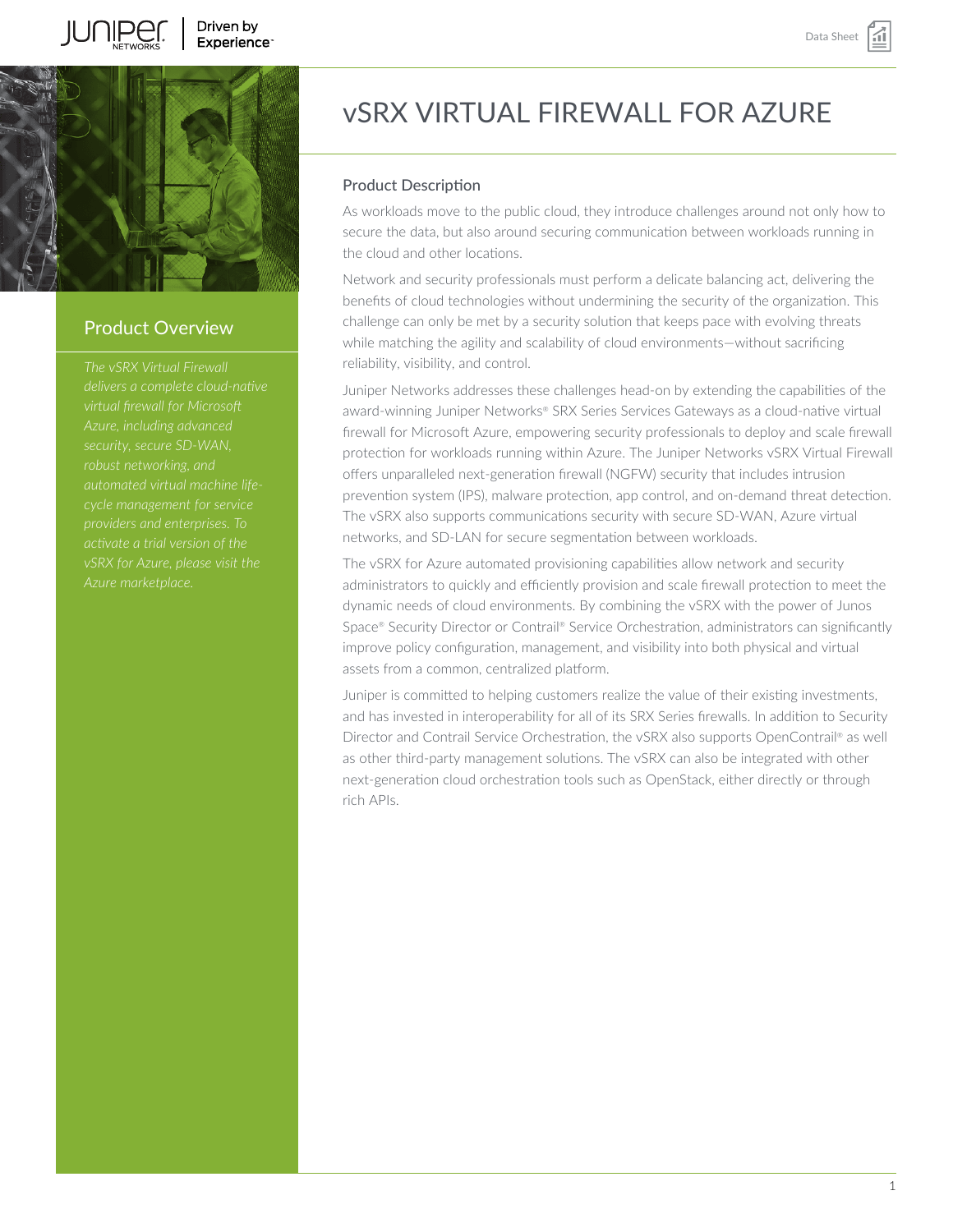# vSRX VIRTUAL FIREWALL FOR AZURE

## Product Overview

*The vSRX Virtual Firewall delivers a complete cloud-native virtual firewall for Microsoft Azure, including advanced security, secure SD-WAN, robust networking, and automated virtual machine life-cycle management for service providers and enterprises. To activate a trial version of the vSRX for Azure, please visit the Azure marketplace.*

## Product Description

As workloads move to the public cloud, they introduce challenges around not only how to secure the data, but also around securing communication between workloads running in the cloud and other locations.

Network and security professionals must perform a delicate balancing act, delivering the benefits of cloud technologies without undermining the security of the organization. This challenge can only be met by a security solution that keeps pace with evolving threats while matching the agility and scalability of cloud environments—without sacrificing reliability, visibility, and control.

Juniper Networks addresses these challenges head-on by extending the capabilities of the award-winning Juniper Networks® SRX Series Services Gateways as a cloud-native virtual firewall for Microsoft Azure, empowering security professionals to deploy and scale firewall protection for workloads running within Azure. The Juniper Networks vSRX Virtual Firewall offers unparalleled next-generation firewall (NGFW) security that includes intrusion prevention system (IPS), malware protection, app control, and on-demand threat detection. The vSRX also supports communications security with secure SD-WAN, Azure virtual networks, and SD-LAN for secure segmentation between workloads.

The vSRX for Azure automated provisioning capabilities allow network and security administrators to quickly and efficiently provision and scale firewall protection to meet the dynamic needs of cloud environments. By combining the vSRX with the power of Junos Space® Security Director or Contrail® Service Orchestration, administrators can significantly improve policy configuration, management, and visibility into both physical and virtual assets from a common, centralized platform.

Juniper is committed to helping customers realize the value of their existing investments, and has invested in interoperability for all of its SRX Series firewalls. In addition to Security Director and Contrail Service Orchestration, the vSRX also supports OpenContrail® as well as other third-party management solutions. The vSRX can also be integrated with other next-generation cloud orchestration tools such as OpenStack, either directly or through rich APIs.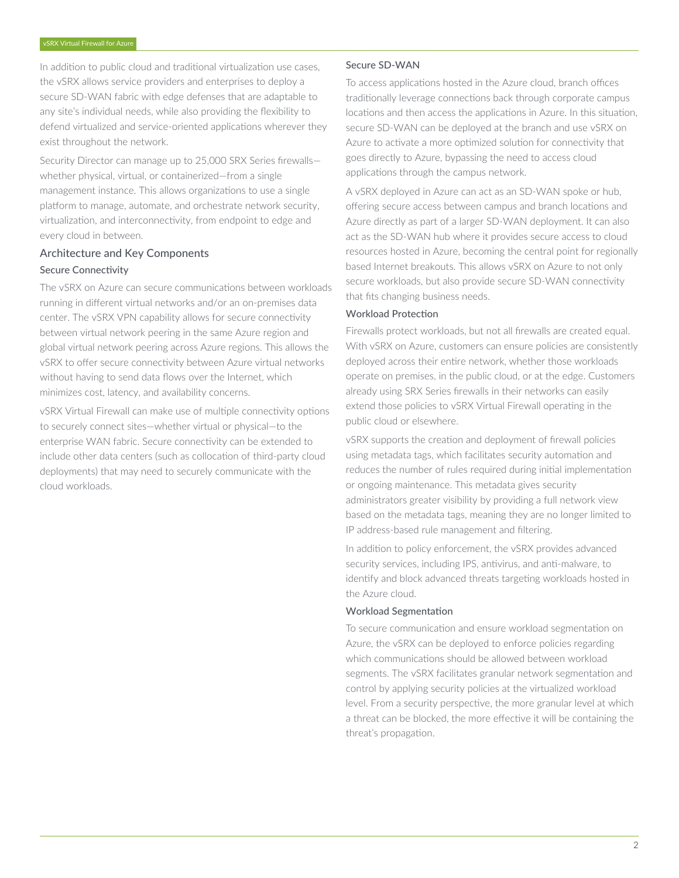In addition to public cloud and traditional virtualization use cases, the vSRX allows service providers and enterprises to deploy a secure SD-WAN fabric with edge defenses that are adaptable to any site's individual needs, while also providing the flexibility to defend virtualized and service-oriented applications wherever they exist throughout the network.

Security Director can manage up to 25,000 SRX Series firewalls—whether physical, virtual, or containerized—from a single management instance. This allows organizations to use a single platform to manage, automate, and orchestrate network security, virtualization, and interconnectivity, from endpoint to edge and every cloud in between.

## Architecture and Key Components

### Secure Connectivity

The vSRX on Azure can secure communications between workloads running in different virtual networks and/or an on-premises data center. The vSRX VPN capability allows for secure connectivity between virtual network peering in the same Azure region and global virtual network peering across Azure regions. This allows the vSRX to offer secure connectivity between Azure virtual networks without having to send data flows over the Internet, which minimizes cost, latency, and availability concerns.

vSRX Virtual Firewall can make use of multiple connectivity options to securely connect sites—whether virtual or physical—to the enterprise WAN fabric. Secure connectivity can be extended to include other data centers (such as collocation of third-party cloud deployments) that may need to securely communicate with the cloud workloads.

### Secure SD-WAN

To access applications hosted in the Azure cloud, branch offices traditionally leverage connections back through corporate campus locations and then access the applications in Azure. In this situation, secure SD-WAN can be deployed at the branch and use vSRX on Azure to activate a more optimized solution for connectivity that goes directly to Azure, bypassing the need to access cloud applications through the campus network.

A vSRX deployed in Azure can act as an SD-WAN spoke or hub, offering secure access between campus and branch locations and Azure directly as part of a larger SD-WAN deployment. It can also act as the SD-WAN hub where it provides secure access to cloud resources hosted in Azure, becoming the central point for regionally based Internet breakouts. This allows vSRX on Azure to not only secure workloads, but also provide secure SD-WAN connectivity that fits changing business needs.

### Workload Protection

Firewalls protect workloads, but not all firewalls are created equal. With vSRX on Azure, customers can ensure policies are consistently deployed across their entire network, whether those workloads operate on premises, in the public cloud, or at the edge. Customers already using SRX Series firewalls in their networks can easily extend those policies to vSRX Virtual Firewall operating in the public cloud or elsewhere.

vSRX supports the creation and deployment of firewall policies using metadata tags, which facilitates security automation and reduces the number of rules required during initial implementation or ongoing maintenance. This metadata gives security administrators greater visibility by providing a full network view based on the metadata tags, meaning they are no longer limited to IP address-based rule management and filtering.

In addition to policy enforcement, the vSRX provides advanced security services, including IPS, antivirus, and anti-malware, to identify and block advanced threats targeting workloads hosted in the Azure cloud.

### Workload Segmentation

To secure communication and ensure workload segmentation on Azure, the vSRX can be deployed to enforce policies regarding which communications should be allowed between workload segments. The vSRX facilitates granular network segmentation and control by applying security policies at the virtualized workload level. From a security perspective, the more granular level at which a threat can be blocked, the more effective it will be containing the threat's propagation.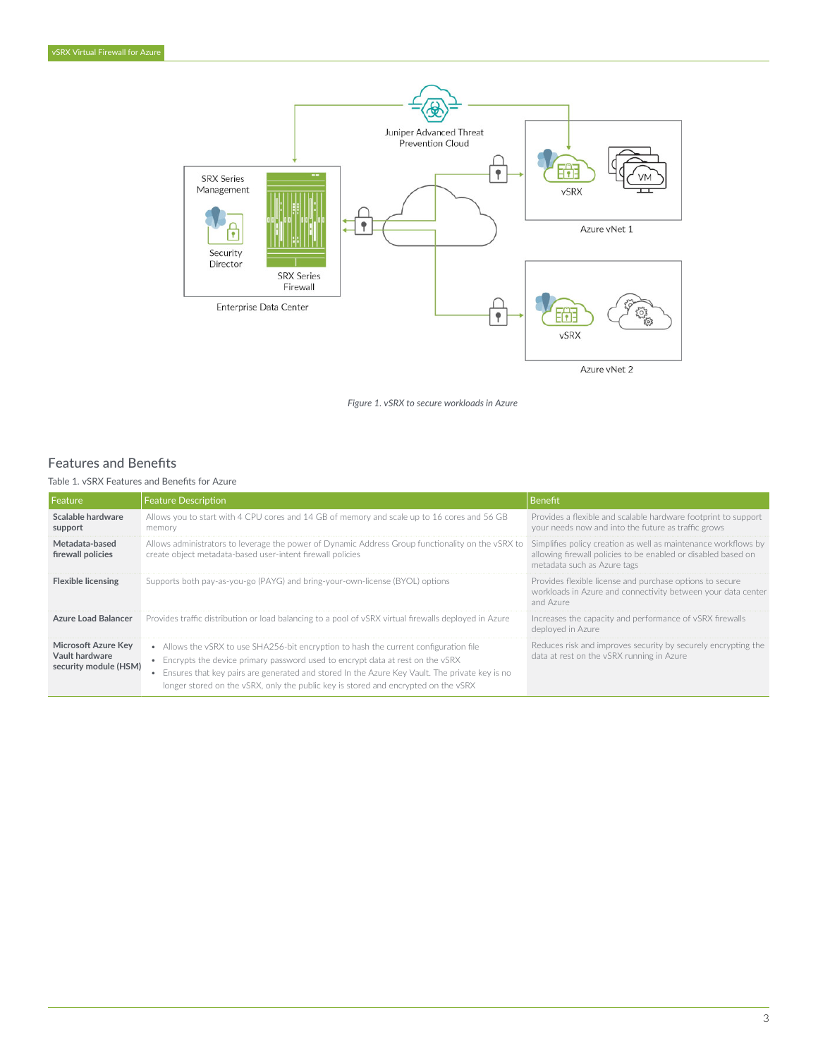Figure 1. vSRX to secure workloads in Azure

## Features and Benefits

Table 1. vSRX Features and Benefits for Azure

| Feature | Feature Description | Benefit |
|---|---|---|
| **Scalable hardware support** | Allows you to start with 4 CPU cores and 14 GB of memory and scale up to 16 cores and 56 GB memory | Provides a flexible and scalable hardware footprint to support your needs now and into the future as traffic grows |
| **Metadata-based firewall policies** | Allows administrators to leverage the power of Dynamic Address Group functionality on the vSRX to create object metadata-based user-intent firewall policies | Simplifies policy creation as well as maintenance workflows by allowing firewall policies to be enabled or disabled based on metadata such as Azure tags |
| **Flexible licensing** | Supports both pay-as-you-go (PAYG) and bring-your-own-license (BYOL) options | Provides flexible license and purchase options to secure workloads in Azure and connectivity between your data center and Azure |
| **Azure Load Balancer** | Provides traffic distribution or load balancing to a pool of vSRX virtual firewalls deployed in Azure | Increases the capacity and performance of vSRX firewalls deployed in Azure |
| **Microsoft Azure Key Vault hardware security module (HSM)** | • Allows the vSRX to use SHA256-bit encryption to hash the current configuration file<br>• Encrypts the device primary password used to encrypt data at rest on the vSRX<br>• Ensures that key pairs are generated and stored In the Azure Key Vault. The private key is no longer stored on the vSRX, only the public key is stored and encrypted on the vSRX | Reduces risk and improves security by securely encrypting the data at rest on the vSRX running in Azure |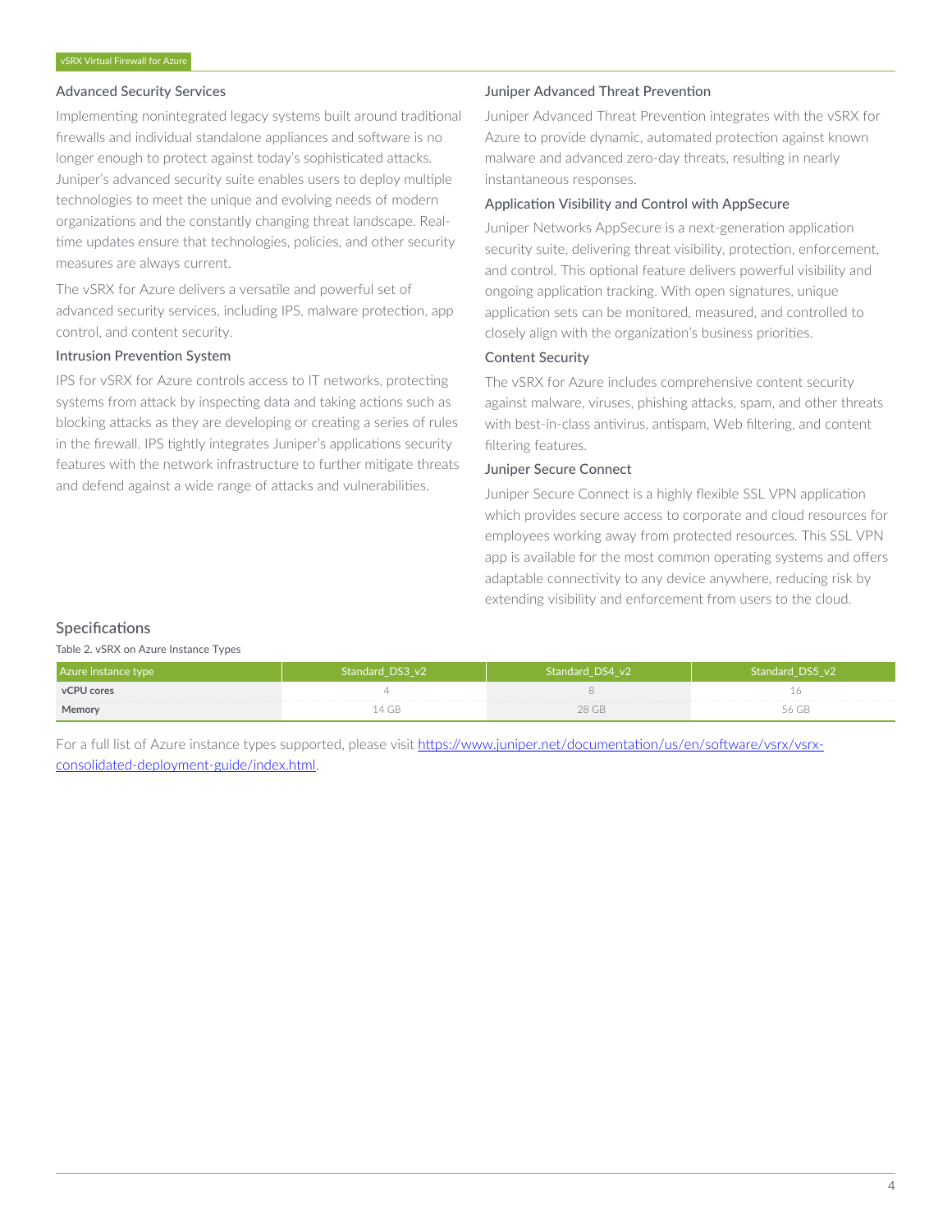### Advanced Security Services

Implementing nonintegrated legacy systems built around traditional firewalls and individual standalone appliances and software is no longer enough to protect against today's sophisticated attacks. Juniper's advanced security suite enables users to deploy multiple technologies to meet the unique and evolving needs of modern organizations and the constantly changing threat landscape. Real-time updates ensure that technologies, policies, and other security measures are always current.

The vSRX for Azure delivers a versatile and powerful set of advanced security services, including IPS, malware protection, app control, and content security.

### Intrusion Prevention System

IPS for vSRX for Azure controls access to IT networks, protecting systems from attack by inspecting data and taking actions such as blocking attacks as they are developing or creating a series of rules in the firewall. IPS tightly integrates Juniper's applications security features with the network infrastructure to further mitigate threats and defend against a wide range of attacks and vulnerabilities.

### Juniper Advanced Threat Prevention

Juniper Advanced Threat Prevention integrates with the vSRX for Azure to provide dynamic, automated protection against known malware and advanced zero-day threats, resulting in nearly instantaneous responses.

### Application Visibility and Control with AppSecure

Juniper Networks AppSecure is a next-generation application security suite, delivering threat visibility, protection, enforcement, and control. This optional feature delivers powerful visibility and ongoing application tracking. With open signatures, unique application sets can be monitored, measured, and controlled to closely align with the organization's business priorities.

### Content Security

The vSRX for Azure includes comprehensive content security against malware, viruses, phishing attacks, spam, and other threats with best-in-class antivirus, antispam, Web filtering, and content filtering features.

### Juniper Secure Connect

Juniper Secure Connect is a highly flexible SSL VPN application which provides secure access to corporate and cloud resources for employees working away from protected resources. This SSL VPN app is available for the most common operating systems and offers adaptable connectivity to any device anywhere, reducing risk by extending visibility and enforcement from users to the cloud.

## Specifications

Table 2. vSRX on Azure Instance Types

| Azure instance type | Standard_DS3_v2 | Standard_DS4_v2 | Standard_DS5_v2 |
|---|---|---|---|
| **vCPU cores** | 4 | 8 | 16 |
| **Memory** | 14 GB | 28 GB | 56 GB |

For a full list of Azure instance types supported, please visit https://www.juniper.net/documentation/us/en/software/vsrx/vsrx-consolidated-deployment-guide/index.html.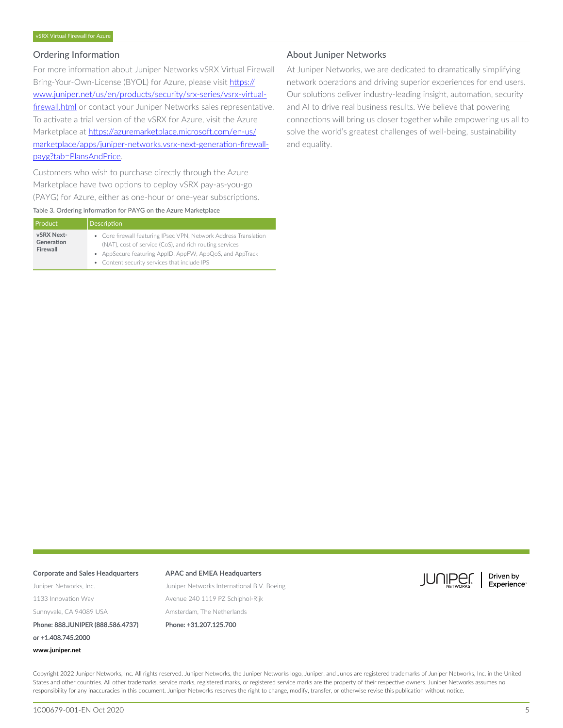## Ordering Information

For more information about Juniper Networks vSRX Virtual Firewall Bring-Your-Own-License (BYOL) for Azure, please visit https://www.juniper.net/us/en/products/security/srx-series/vsrx-virtual-firewall.html or contact your Juniper Networks sales representative. To activate a trial version of the vSRX for Azure, visit the Azure Marketplace at https://azuremarketplace.microsoft.com/en-us/marketplace/apps/juniper-networks.vsrx-next-generation-firewall-payg?tab=PlansAndPrice.

Customers who wish to purchase directly through the Azure Marketplace have two options to deploy vSRX pay-as-you-go (PAYG) for Azure, either as one-hour or one-year subscriptions.

Table 3. Ordering information for PAYG on the Azure Marketplace

| Product | Description |
| --- | --- |
| **vSRX Next-Generation Firewall** | • Core firewall featuring IPsec VPN, Network Address Translation (NAT), cost of service (CoS), and rich routing services<br>• AppSecure featuring AppID, AppFW, AppQoS, and AppTrack<br>• Content security services that include IPS |

## About Juniper Networks

At Juniper Networks, we are dedicated to dramatically simplifying network operations and driving superior experiences for end users. Our solutions deliver industry-leading insight, automation, security and AI to drive real business results. We believe that powering connections will bring us closer together while empowering us all to solve the world's greatest challenges of well-being, sustainability and equality.

**Corporate and Sales Headquarters**

Juniper Networks, Inc.

1133 Innovation Way

Sunnyvale, CA 94089 USA

**Phone: 888.JUNIPER (888.586.4737)**

**or +1.408.745.2000**

**www.juniper.net**

**APAC and EMEA Headquarters**

Juniper Networks International B.V. Boeing

Avenue 240 1119 PZ Schiphol-Rijk

Amsterdam, The Netherlands

**Phone: +31.207.125.700**

Driven by Experience

Copyright 2022 Juniper Networks, Inc. All rights reserved. Juniper Networks, the Juniper Networks logo, Juniper, and Junos are registered trademarks of Juniper Networks, Inc. in the United States and other countries. All other trademarks, service marks, registered marks, or registered service marks are the property of their respective owners. Juniper Networks assumes no responsibility for any inaccuracies in this document. Juniper Networks reserves the right to change, modify, transfer, or otherwise revise this publication without notice.

1000679-001-EN Oct 2020